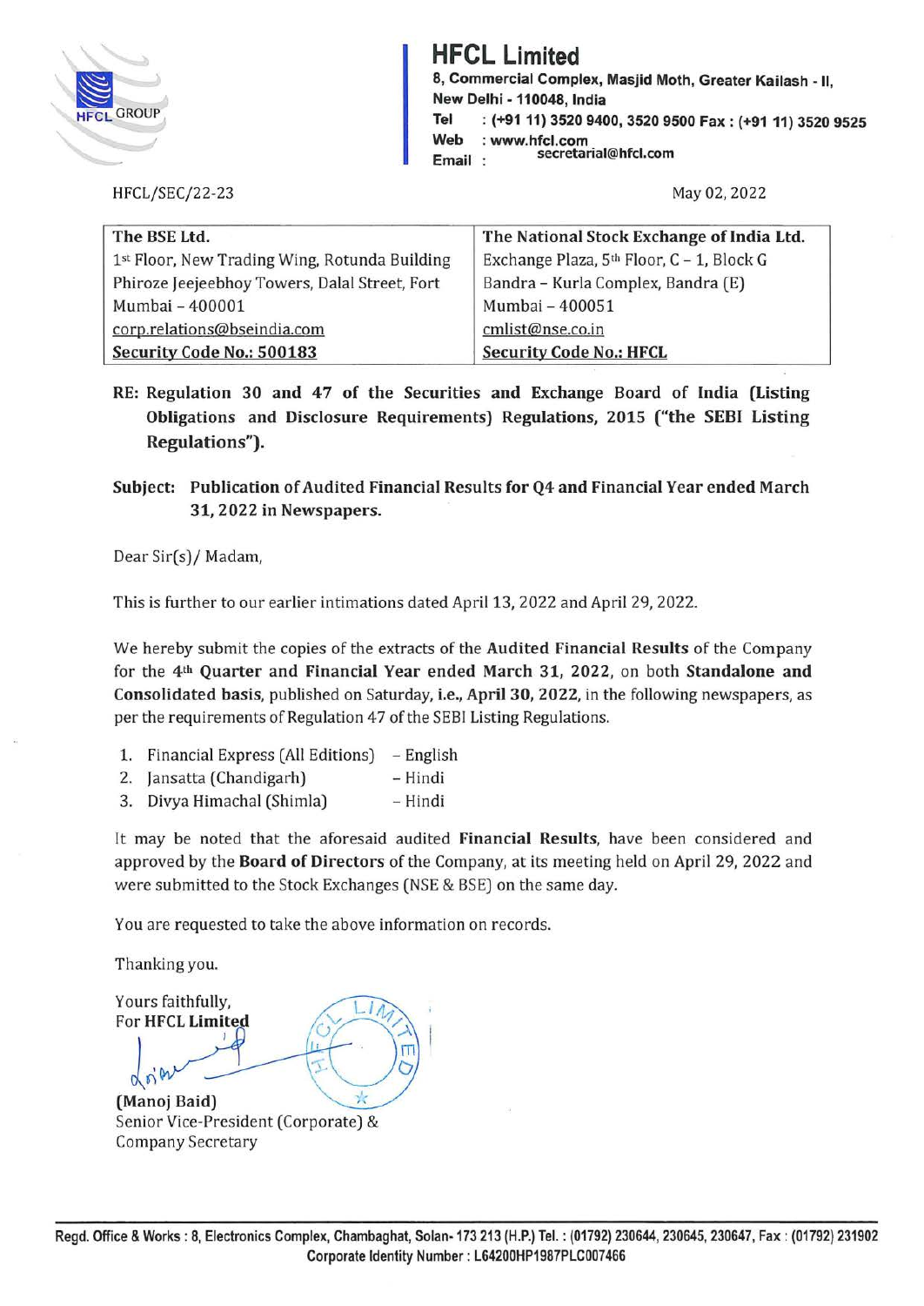# HFCL Limited

**8, Commercial Complex, Masjid Moth, Greater Kailash - II, New Delhi - 110048, India**
**Tel : (+91 11) 3520 9400, 3520 9500 Fax : (+91 11) 3520 9525**
**Web : www.hfcl.com**
**Email : secretarial@hfcl.com**

HFCL/SEC/22-23

May 02, 2022

| The BSE Ltd. | The National Stock Exchange of India Ltd. |
|---|---|
| 1st Floor, New Trading Wing, Rotunda Building | Exchange Plaza, 5th Floor, C – 1, Block G |
| Phiroze Jeejeebhoy Towers, Dalal Street, Fort | Bandra – Kurla Complex, Bandra (E) |
| Mumbai – 400001 | Mumbai – 400051 |
| corp.relations@bseindia.com | cmlist@nse.co.in |
| **Security Code No.: 500183** | **Security Code No.: HFCL** |

**RE: Regulation 30 and 47 of the Securities and Exchange Board of India (Listing Obligations and Disclosure Requirements) Regulations, 2015 ("the SEBI Listing Regulations").**

**Subject: Publication of Audited Financial Results for Q4 and Financial Year ended March 31, 2022 in Newspapers.**

Dear Sir(s)/ Madam,

This is further to our earlier intimations dated April 13, 2022 and April 29, 2022.

We hereby submit the copies of the extracts of the **Audited Financial Results** of the Company for the **4th Quarter and Financial Year ended March 31, 2022**, on both **Standalone and Consolidated basis**, published on Saturday, **i.e., April 30, 2022**, in the following newspapers, as per the requirements of Regulation 47 of the SEBI Listing Regulations.

1. Financial Express (All Editions) – English
2. Jansatta (Chandigarh) – Hindi
3. Divya Himachal (Shimla) – Hindi

It may be noted that the aforesaid audited **Financial Results**, have been considered and approved by the **Board of Directors** of the Company, at its meeting held on April 29, 2022 and were submitted to the Stock Exchanges (NSE & BSE) on the same day.

You are requested to take the above information on records.

Thanking you.

Yours faithfully,
For **HFCL Limited**

(Manoj Baid)
Senior Vice-President (Corporate) &
Company Secretary

**Regd. Office & Works : 8, Electronics Complex, Chambaghat, Solan- 173 213 (H.P.) Tel. : (01792) 230644, 230645, 230647, Fax : (01792) 231902**
**Corporate Identity Number : L64200HP1987PLC007466**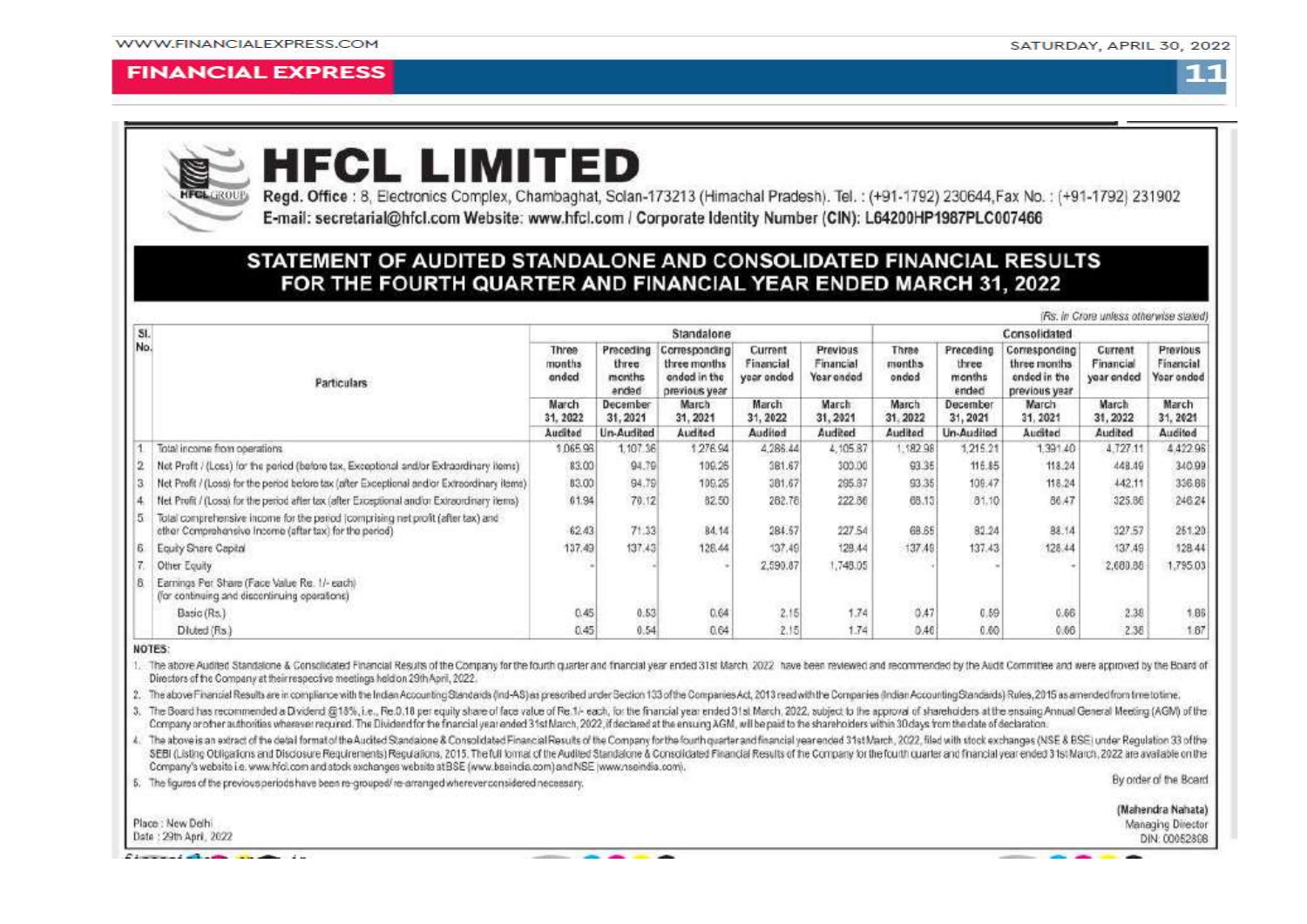# HFCL LIMITED

**Regd. Office** : 8, Electronics Complex, Chambaghat, Solan-173213 (Himachal Pradesh). Tel. : (+91-1792) 230644, Fax No. : (+91-1792) 231902
**E-mail: secretarial@hfcl.com Website: www.hfcl.com / Corporate Identity Number (CIN): L64200HP1987PLC007466**

## STATEMENT OF AUDITED STANDALONE AND CONSOLIDATED FINANCIAL RESULTS FOR THE FOURTH QUARTER AND FINANCIAL YEAR ENDED MARCH 31, 2022

*(Rs. in Crore unless otherwise stated)*

| Sl. No. | Particulars | Standalone | | | | | Consolidated | | | | |
|---|---|---|---|---|---|---|---|---|---|---|---|
| | | Three months ended | Preceding three months ended | Corresponding three months ended in the previous year | Current Financial year ended | Previous Financial Year ended | Three months ended | Preceding three months ended | Corresponding three months ended in the previous year | Current Financial year ended | Previous Financial Year ended |
| | | March 31, 2022 | December 31, 2021 | March 31, 2021 | March 31, 2022 | March 31, 2021 | March 31, 2022 | December 31, 2021 | March 31, 2021 | March 31, 2022 | March 31, 2021 |
| | | Audited | Un-Audited | Audited | Audited | Audited | Audited | Un-Audited | Audited | Audited | Audited |
| 1 | Total income from operations | 1,065.96 | 1,107.36 | 1,276.94 | 4,286.44 | 4,105.87 | 1,182.98 | 1,215.21 | 1,391.40 | 4,727.11 | 4,422.96 |
| 2 | Net Profit / (Loss) for the period (before tax, Exceptional and/or Extraordinary items) | 83.00 | 94.79 | 109.25 | 381.67 | 300.00 | 93.35 | 115.85 | 118.24 | 448.49 | 340.99 |
| 3 | Net Profit / (Loss) for the period before tax (after Exceptional and/or Extraordinary items) | 83.00 | 94.79 | 109.25 | 381.67 | 295.87 | 93.35 | 109.47 | 118.24 | 442.11 | 336.66 |
| 4 | Net Profit / (Loss) for the period after tax (after Exceptional and/or Extraordinary items) | 61.94 | 70.12 | 82.50 | 282.76 | 222.86 | 68.13 | 81.10 | 86.47 | 325.86 | 246.24 |
| 5 | Total comprehensive income for the period [comprising net profit (after tax) and other Comprehensive Income (after tax) for the period) | 62.43 | 71.33 | 84.14 | 284.57 | 227.54 | 68.65 | 82.24 | 88.14 | 327.57 | 251.20 |
| 6 | Equity Share Capital | 137.49 | 137.43 | 128.44 | 137.49 | 128.44 | 137.49 | 137.43 | 128.44 | 137.49 | 128.44 |
| 7 | Other Equity | - | - | - | 2,590.87 | 1,748.05 | - | - | - | 2,680.86 | 1,795.03 |
| 8 | Earnings Per Share (Face Value Rs. 1/- each) (for continuing and discontinuing operations) | | | | | | | | | | |
| | Basic (Rs.) | 0.45 | 0.53 | 0.64 | 2.15 | 1.74 | 0.47 | 0.59 | 0.66 | 2.38 | 1.86 |
| | Diluted (Rs.) | 0.45 | 0.54 | 0.64 | 2.15 | 1.74 | 0.46 | 0.60 | 0.66 | 2.36 | 1.87 |

**NOTES:**

1. The above Audited Standalone & Consolidated Financial Results of the Company for the fourth quarter and financial year ended 31st March 2022 have been reviewed and recommended by the Audit Committee and were approved by the Board of Directors of the Company at their respective meetings held on 29th April, 2022.
2. The above Financial Results are in compliance with the Indian Accounting Standards (Ind-AS) as prescribed under Section 133 of the Companies Act, 2013 read with the Companies (Indian Accounting Standards) Rules, 2015 as amended from time to time.
3. The Board has recommended a Dividend @18%, i.e., Re.0.18 per equity share of face value of Re.1/- each, for the financial year ended 31st March, 2022, subject to the approval of shareholders at the ensuing Annual General Meeting (AGM) of the Company or other authorities wherever required. The Dividend for the financial year ended 31st March, 2022, if declared at the ensuing AGM, will be paid to the shareholders within 30 days from the date of declaration.
4. The above is an extract of the detail format of the Audited Standalone & Consolidated Financial Results of the Company for the fourth quarter and financial year ended 31st March, 2022, filed with stock exchanges (NSE & BSE) under Regulation 33 of the SEBI (Listing Obligations and Disclosure Requirements) Regulations, 2015. The full format of the Audited Standalone & Consolidated Financial Results of the Company for the fourth quarter and financial year ended 31st March, 2022 are available on the Company's website i.e. www.hfcl.com and stock exchanges website at BSE (www.bseindia.com) and NSE (www.nseindia.com).
5. The figures of the previous periods have been re-grouped/ re-arranged wherever considered necessary.

By order of the Board

(Mahendra Nahata)
Managing Director
DIN: 00052898

Place : New Delhi
Date : 29th April, 2022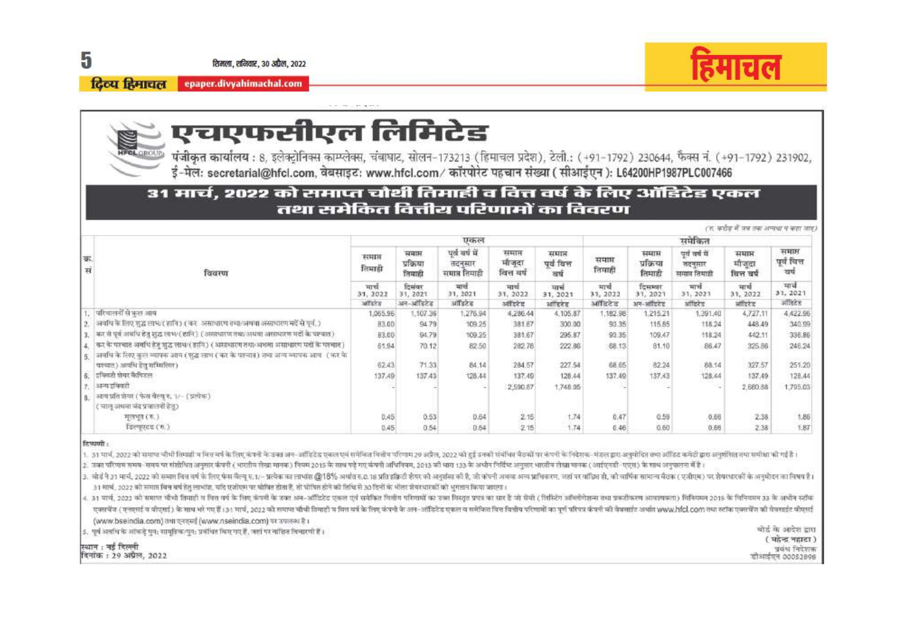# एचएफसीएल लिमिटेड

पंजीकृत कार्यालय : 8, इलेक्ट्रोनिक्स काम्प्लेक्स, चंबाघाट, सोलन-173213 (हिमाचल प्रदेश), टेली.: (+91-1792) 230644, फैक्स नं. (+91-1792) 231902, ई-मेल: secretarial@hfcl.com, वेबसाइट: www.hfcl.com/ कॉरपोरेट पहचान संख्या (सीआईएन): L64200HP1987PLC007466

## 31 मार्च, 2022 को समाप्त चौथी तिमाही व वित्त वर्ष के लिए ऑडिटेड एकल तथा समेकित वित्तीय परिणामों का विवरण

(रु. करोड़ में जब तक अन्यथा न कहा जाए)

| क्र. सं | विवरण | एकल | | | | | समेकित | | | | |
|---|---|---|---|---|---|---|---|---|---|---|---|
| | | समाप्त तिमाही | समाप्त प्रक्रिया तिमाही | पूर्व वर्ष में तदनुसार समाप्त तिमाही | समाप्त मौजूदा वित्त वर्ष | समाप्त पूर्व वित्त वर्ष | समाप्त तिमाही | समाप्त प्रक्रिया तिमाही | पूर्व वर्ष में तदनुसार समाप्त तिमाही | समाप्त मौजूदा वित्त वर्ष | समाप्त पूर्व वित्त वर्ष |
| | | मार्च 31, 2022 | दिसंबर 31, 2021 | मार्च 31, 2021 | मार्च 31, 2022 | मार्च 31, 2021 | मार्च 31, 2022 | दिसम्बर 31, 2021 | मार्च 31, 2021 | मार्च 31, 2022 | मार्च 31, 2021 |
| | | ऑडिटेड | अन-ऑडिटेड | ऑडिटेड | ऑडिटेड | ऑडिटेड | ऑडिटेड | अन-ऑडिटेड | ऑडिटेड | ऑडिटेड | ऑडिटेड |
| 1. | परिचालनों से कुल आय | 1,065.96 | 1,107.36 | 1,276.94 | 4,286.44 | 4,105.87 | 1,182.98 | 1,215.21 | 1,391.40 | 4,727.11 | 4,422.96 |
| 2. | अवधि के लिए शुद्ध लाभ/(हानि) (कर, असाधारण तथा/अथवा असाधारण मदों से पूर्व) | 83.00 | 94.79 | 109.25 | 381.67 | 300.00 | 93.35 | 115.85 | 118.24 | 448.49 | 340.99 |
| 3. | कर से पूर्व अवधि हेतु शुद्ध लाभ/(हानि) (असाधारण तथा/अथवा असाधारण मदों के पश्चात) | 83.00 | 94.79 | 109.25 | 381.67 | 295.87 | 93.35 | 109.47 | 118.24 | 442.11 | 336.86 |
| 4. | कर के पश्चात अवधि हेतु शुद्ध लाभ/(हानि) (असाधारण तथा/अथवा असाधारण मदों के पश्चात) | 61.94 | 70.12 | 82.50 | 282.78 | 222.86 | 68.13 | 81.10 | 86.47 | 325.86 | 246.24 |
| 5. | अवधि के लिए कुल व्यापक आय (शुद्ध लाभ (कर के पश्चात) तथा अन्य व्यापक आय (कर के पश्चात) अवधि हेतु सम्मिलित) | 62.43 | 71.33 | 84.14 | 284.57 | 227.54 | 68.65 | 82.24 | 88.14 | 327.57 | 251.20 |
| 6. | इक्विटी शेयर कैपिटल | 137.49 | 137.43 | 128.44 | 137.49 | 128.44 | 137.49 | 137.43 | 128.44 | 137.49 | 128.44 |
| 7. | अन्य इक्विटी | | | | 2,590.87 | 1,748.05 | | | | 2,680.88 | 1,795.03 |
| 8. | आय प्रति शेयर (फेस वैल्यू रु. 1/- (प्रत्येक) (चालू अथवा बंद प्रचालनों हेतु) | | | | | | | | | | |
| | मूलभूत (रु.) | 0.45 | 0.53 | 0.64 | 2.15 | 1.74 | 0.47 | 0.59 | 0.66 | 2.38 | 1.86 |
| | डिल्यूटड (रु.) | 0.45 | 0.54 | 0.64 | 2.15 | 1.74 | 0.46 | 0.60 | 0.66 | 2.38 | 1.87 |

**टिप्पणी :**

1. 31 मार्च, 2022 को समाप्त चौथी तिमाही व वित्त वर्ष के लिए कंपनी के उक्त अन-ऑडिटेड एकल एवं समेकित वित्तीय परिणाम 29 अप्रैल, 2022 को हुई उनकी संबंधित बैठकों पर कंपनी के निदेशक-मंडल द्वारा अनुमोदित तथा ऑडिट कमेटी द्वारा अनुशंसित तथा समीक्षा की गई है।
2. उक्त परिणाम समय-समय पर संशोधित अनुसार कंपनी (भारतीय लेखा मानक) नियम 2015 के साथ पढ़े गए कंपनी अधिनियम, 2013 की धारा 133 के अधीन निर्दिष्ट अनुसार भारतीय लेखा मानक (आईएनडी-एएस) के साथ अनुपालना में है।
3. बोर्ड ने 31 मार्च, 2022 को समाप्त वित्त वर्ष के लिए फेस वैल्यू रु.1/- प्रत्येक का लाभांश @18% अर्थात रु.0.18 प्रति इक्विटी शेयर की अनुशंसा की है, जो कंपनी अथवा अन्य प्राधिकरण, जहां पर वांछित हो, की वार्षिक सामान्य बैठक (एजीएम) पर शेयरधारकों के अनुमोदन का विषय है। 31 मार्च, 2022 को समाप्त वित्त वर्ष हेतु लाभांश, यदि एजीएम पर घोषित होता है, तो घोषित होने की तिथि से 30 दिनों के भीतर शेयरधारकों को भुगतान किया जाएगा।
4. 31 मार्च, 2022 को समाप्त चौथी तिमाही व वित्त वर्ष के लिए कंपनी के उक्त अन-ऑडिटेड एकल एवं समेकित वित्तीय परिणामों का उक्त विस्तृत प्रपत्र का सार है जो सेबी (लिस्टिंग ऑब्लीगेशन्स तथा प्रकटीकरण आवश्यकता) विनियमन 2015 के विनियमन 33 के अधीन स्टॉक एक्सचेंज (एनएसई व बीएसई) के साथ भरे गए हैं। 31 मार्च, 2022 को समाप्त चौथी तिमाही व वित्त वर्ष के लिए कंपनी के अन-ऑडिटेड एकल व समेकित वित्त वित्तीय परिणामों का पूर्ण परिपत्र कंपनी की वेबसाइट अर्थात www.hfcl.com तथा स्टॉक एक्सचेंज की वेबसाइट बीएसई (www.bseindia.com) तथा एनएसई (www.nseindia.com) पर उपलब्ध है।
5. पूर्व अवधि के आंकड़े पुनः सामूहिक/पुनः प्रबंधित किए गए हैं, जहां पर वांछित विचारणी हैं।

स्थान : नई दिल्ली
दिनांक : 29 अप्रैल, 2022

बोर्ड के आदेश द्वारा
(महेन्द्र नाहटा)
प्रबंध निदेशक
डीआईएन 00052898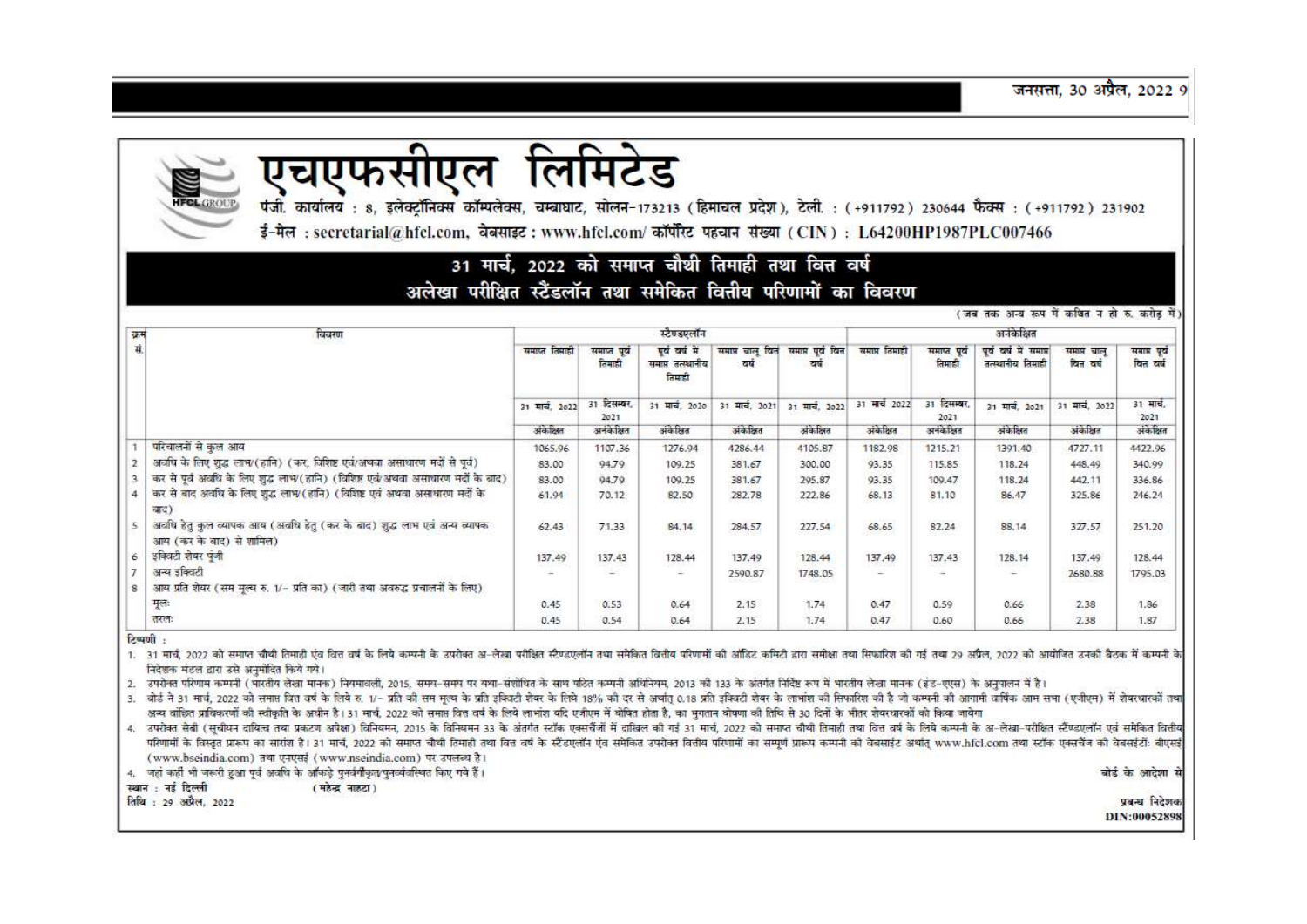# एचएफसीएल लिमिटेड

पंजी. कार्यालय : 8, इलेक्ट्रॉनिक्स कॉम्पलेक्स, चम्बाघाट, सोलन-173213 (हिमाचल प्रदेश), टेली. : (+911792) 230644 फैक्स : (+911792) 231902
ई-मेल : secretarial@hfcl.com, वेबसाइट : www.hfcl.com/ कॉर्पोरेट पहचान संख्या (CIN) : L64200HP1987PLC007466

## 31 मार्च, 2022 को समाप्त चौथी तिमाही तथा वित्त वर्ष अलेखा परीक्षित स्टैंडलॉन तथा समेकित वित्तीय परिणामों का विवरण

(जब तक अन्य रूप में कथित न हो रु. करोड़ में)

| क्रम सं. | विवरण | स्टैण्डएलॉन | | | | | अनंकेक्षित | | | | |
|---|---|---|---|---|---|---|---|---|---|---|---|
| | | समाप्त तिमाही | समाप्त पूर्व तिमाही | पूर्व वर्ष में समाप्त तत्स्थानीय तिमाही | समाप्त चालू वित्त वर्ष | समाप्त पूर्व वित्त वर्ष | समाप्त तिमाही | समाप्त पूर्व तिमाही | पूर्व वर्ष में समाप्त तत्स्थानीय तिमाही | समाप्त चालू वित्त वर्ष | समाप्त पूर्व वित्त वर्ष |
| | | 31 मार्च, 2022 | 31 दिसम्बर, 2021 | 31 मार्च, 2020 | 31 मार्च, 2021 | 31 मार्च, 2022 | 31 मार्च 2022 | 31 दिसम्बर, 2021 | 31 मार्च, 2021 | 31 मार्च, 2022 | 31 मार्च, 2021 |
| | | अंकेक्षित | अनंकेक्षित | अंकेक्षित | अंकेक्षित | अंकेक्षित | अंकेक्षित | अनंकेक्षित | अंकेक्षित | अंकेक्षित | अंकेक्षित |
| 1 | परिचालनों से कुल आय | 1065.96 | 1107.36 | 1276.94 | 4286.44 | 4105.87 | 1182.98 | 1215.21 | 1391.40 | 4727.11 | 4422.96 |
| 2 | अवधि के लिए शुद्ध लाभ/(हानि) (कर, विशिष्ट एवं/अथवा असाधारण मदों से पूर्व) | 83.00 | 94.79 | 109.25 | 381.67 | 300.00 | 93.35 | 115.85 | 118.24 | 448.49 | 340.99 |
| 3 | कर से पूर्व अवधि के लिए शुद्ध लाभ/(हानि) (विशिष्ट एवं/अथवा असाधारण मदों के बाद) | 83.00 | 94.79 | 109.25 | 381.67 | 295.87 | 93.35 | 109.47 | 118.24 | 442.11 | 336.86 |
| 4 | कर से बाद अवधि के लिए शुद्ध लाभ/(हानि) (विशिष्ट एवं अथवा असाधारण मदों के बाद) | 61.94 | 70.12 | 82.50 | 282.78 | 222.86 | 68.13 | 81.10 | 86.47 | 325.86 | 246.24 |
| 5 | अवधि हेतु कुल व्यापक आय (अवधि हेतु (कर के बाद) शुद्ध लाभ एवं अन्य व्यापक आय (कर के बाद) से शामिल) | 62.43 | 71.33 | 84.14 | 284.57 | 227.54 | 68.65 | 82.24 | 88.14 | 327.57 | 251.20 |
| 6 | इक्विटी शेयर पूंजी | 137.49 | 137.43 | 128.44 | 137.49 | 128.44 | 137.49 | 137.43 | 128.14 | 137.49 | 128.44 |
| 7 | अन्य इक्विटी | – | – | – | 2590.87 | 1748.05 | – | – | – | 2680.88 | 1795.03 |
| 8 | आय प्रति शेयर (सम मूल्य रु. 1/- प्रति का) (जारी तथा अवरुद्ध प्रचालनों के लिए) | | | | | | | | | | |
| | मूलः | 0.45 | 0.53 | 0.64 | 2.15 | 1.74 | 0.47 | 0.59 | 0.66 | 2.38 | 1.86 |
| | तरलः | 0.45 | 0.54 | 0.64 | 2.15 | 1.74 | 0.47 | 0.60 | 0.66 | 2.38 | 1.87 |

**टिप्पणी :**

1. 31 मार्च, 2022 को समाप्त चौथी तिमाही एवं वित्त वर्ष के लिये कम्पनी के उपरोक्त अ-लेखा परीक्षित स्टैण्डएलॉन तथा समेकित वित्तीय परिणामों की ऑडिट कमिटी द्वारा समीक्षा तथा सिफारिश की गई तथा 29 अप्रैल, 2022 को आयोजित उनकी बैठक में कम्पनी के निदेशक मंडल द्वारा उसे अनुमोदित किये गये।
2. उपरोक्त परिणाम कम्पनी (भारतीय लेखा मानक) नियमावली, 2015, समय-समय पर यथा-संशोधित के साथ पठित कम्पनी अधिनियम, 2013 की 133 के अंतर्गत निर्दिष्ट रूप में भारतीय लेखा मानक (इंड-एएस) के अनुपालन में है।
3. बोर्ड ने 31 मार्च, 2022 को समाप्त वित्त वर्ष के लिये रु. 1/- प्रति की सम मूल्य के प्रति इक्विटी शेयर के लिये 18% की दर से अर्थात् 0.18 प्रति इक्विटी शेयर के लाभांश की सिफारिश की है जो कम्पनी की आगामी वार्षिक आम सभा (एजीएम) में शेयरधारकों तथा अन्य वांछित प्राधिकरणों की स्वीकृति के अधीन है। 31 मार्च, 2022 को समाप्त वित्त वर्ष के लिये लाभांश यदि एजीएम में घोषित होता है, का भुगतान घोषणा की तिथि से 30 दिनों के भीतर शेयरधारकों को किया जायेगा
4. उपरोक्त सेबी (सूचीयन दायित्व तथा प्रकटण अपेक्षा) विनियमन, 2015 के विनियमन 33 के अंतर्गत स्टॉक एक्सचैंजों में दाखिल की गई 31 मार्च, 2022 को समाप्त चौथी तिमाही तथा वित्त वर्ष के लिये कम्पनी के अ-लेखा-परीक्षित स्टैण्डएलॉन एवं समेकित वित्तीय परिणामों के विस्तृत प्रारूप का सारांश है। 31 मार्च, 2022 को समाप्त चौथी तिमाही तथा वित्त वर्ष के स्टैंडएलॉन एवं समेकित उपरोक्त वित्तीय परिणामों का सम्पूर्ण प्रारूप कम्पनी की वेबसाइट अर्थात् www.hfcl.com तथा स्टॉक एक्सचैंज की वेबसाईटों: बीएसई (www.bseindia.com) तथा एनएसई (www.nseindia.com) पर उपलब्ध है।
4. जहां कहीं भी जरूरी हुआ पूर्व अवधि के आँकड़े पुनर्वर्गीकृत/पुनर्व्यवस्थित किए गये हैं।

बोर्ड के आदेश से

स्थान : नई दिल्ली (महेन्द्र नाहटा)
तिथि : 29 अप्रैल, 2022

प्रबन्ध निदेशक
DIN:00052898